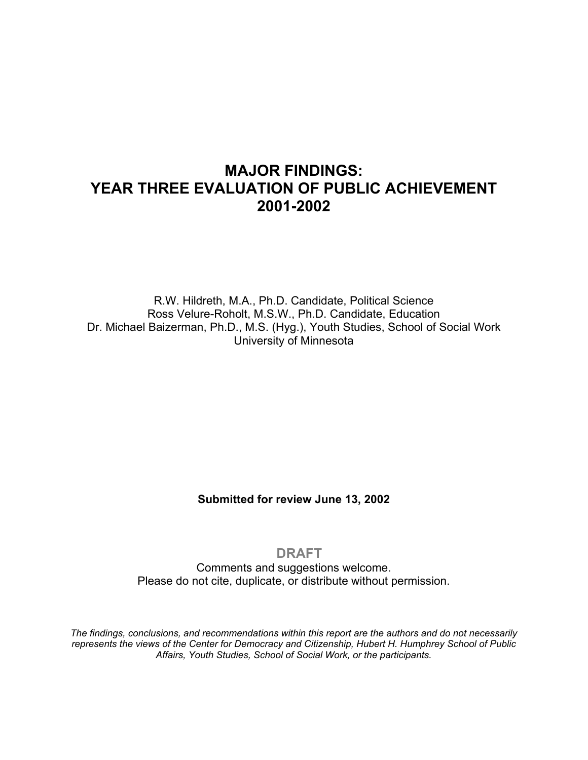# MAJOR FINDINGS:
# YEAR THREE EVALUATION OF PUBLIC ACHIEVEMENT
# 2001-2002

R.W. Hildreth, M.A., Ph.D. Candidate, Political Science
Ross Velure-Roholt, M.S.W., Ph.D. Candidate, Education
Dr. Michael Baizerman, Ph.D., M.S. (Hyg.), Youth Studies, School of Social Work
University of Minnesota

**Submitted for review June 13, 2002**

**DRAFT**

Comments and suggestions welcome.
Please do not cite, duplicate, or distribute without permission.

*The findings, conclusions, and recommendations within this report are the authors and do not necessarily represents the views of the Center for Democracy and Citizenship, Hubert H. Humphrey School of Public Affairs, Youth Studies, School of Social Work, or the participants.*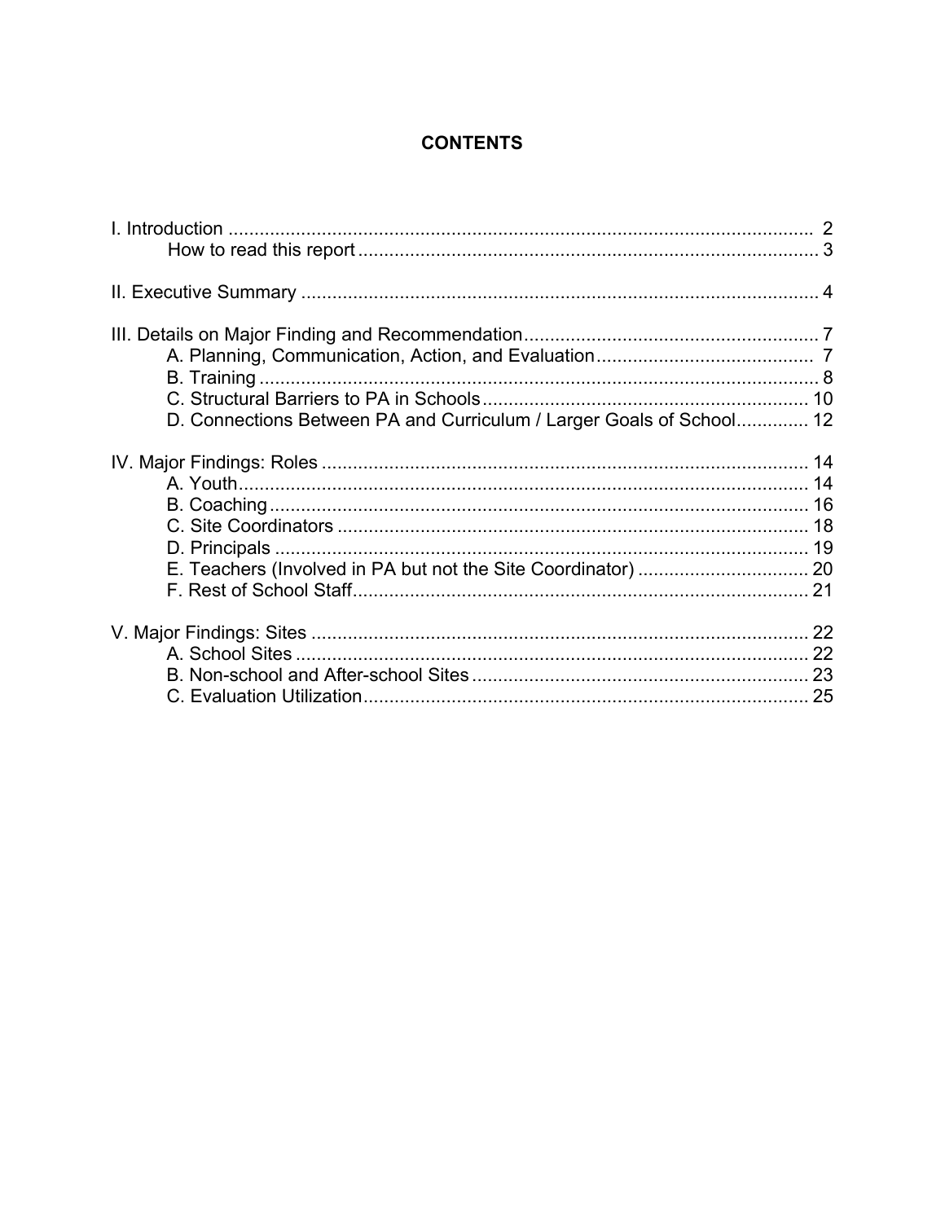# CONTENTS

I. Introduction ................................................................................................ 2
- How to read this report ........................................................................ 3

II. Executive Summary .................................................................................... 4

III. Details on Major Finding and Recommendation .......................................... 7
- A. Planning, Communication, Action, and Evaluation .......................................... 7
- B. Training ............................................................................................ 8
- C. Structural Barriers to PA in Schools ......................................................... 10
- D. Connections Between PA and Curriculum / Larger Goals of School ............. 12

IV. Major Findings: Roles ............................................................................. 14
- A. Youth ............................................................................................. 14
- B. Coaching ......................................................................................... 16
- C. Site Coordinators ............................................................................... 18
- D. Principals ......................................................................................... 19
- E. Teachers (Involved in PA but not the Site Coordinator) ................................ 20
- F. Rest of School Staff ............................................................................ 21

V. Major Findings: Sites ............................................................................... 22
- A. School Sites ...................................................................................... 22
- B. Non-school and After-school Sites ......................................................... 23
- C. Evaluation Utilization .......................................................................... 25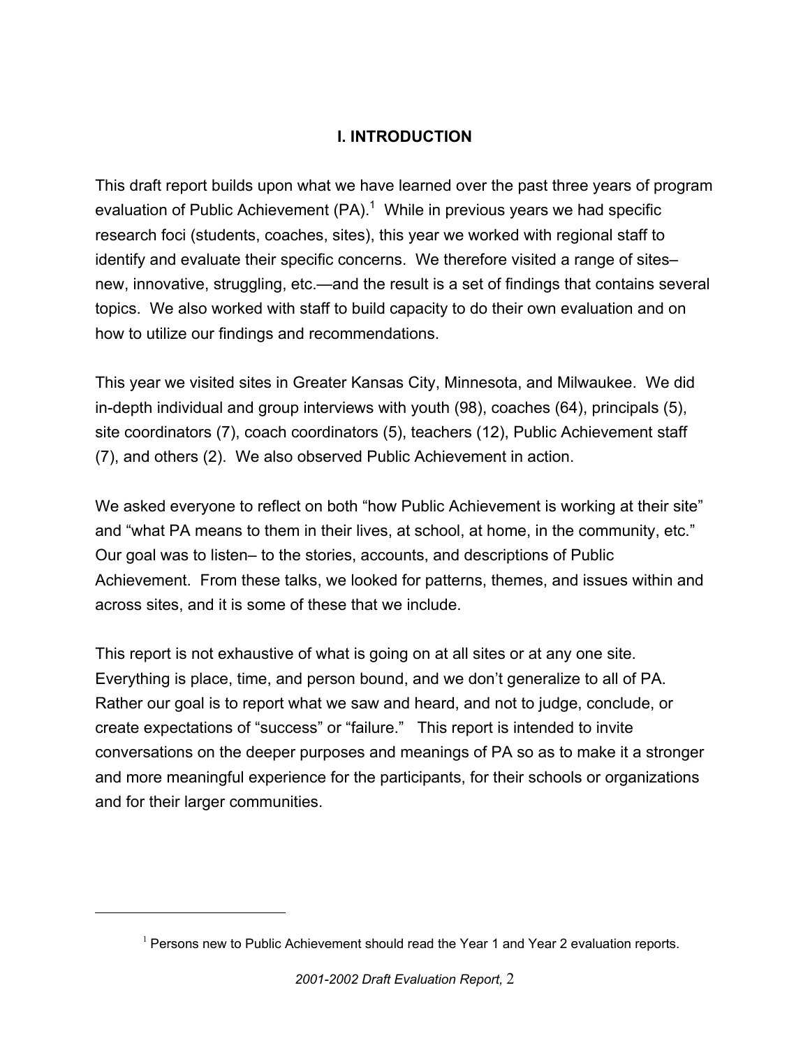## I. INTRODUCTION

This draft report builds upon what we have learned over the past three years of program evaluation of Public Achievement (PA).[1] While in previous years we had specific research foci (students, coaches, sites), this year we worked with regional staff to identify and evaluate their specific concerns. We therefore visited a range of sites– new, innovative, struggling, etc.—and the result is a set of findings that contains several topics. We also worked with staff to build capacity to do their own evaluation and on how to utilize our findings and recommendations.

This year we visited sites in Greater Kansas City, Minnesota, and Milwaukee. We did in-depth individual and group interviews with youth (98), coaches (64), principals (5), site coordinators (7), coach coordinators (5), teachers (12), Public Achievement staff (7), and others (2). We also observed Public Achievement in action.

We asked everyone to reflect on both "how Public Achievement is working at their site" and "what PA means to them in their lives, at school, at home, in the community, etc." Our goal was to listen– to the stories, accounts, and descriptions of Public Achievement. From these talks, we looked for patterns, themes, and issues within and across sites, and it is some of these that we include.

This report is not exhaustive of what is going on at all sites or at any one site. Everything is place, time, and person bound, and we don't generalize to all of PA. Rather our goal is to report what we saw and heard, and not to judge, conclude, or create expectations of "success" or "failure." This report is intended to invite conversations on the deeper purposes and meanings of PA so as to make it a stronger and more meaningful experience for the participants, for their schools or organizations and for their larger communities.

---

[1] Persons new to Public Achievement should read the Year 1 and Year 2 evaluation reports.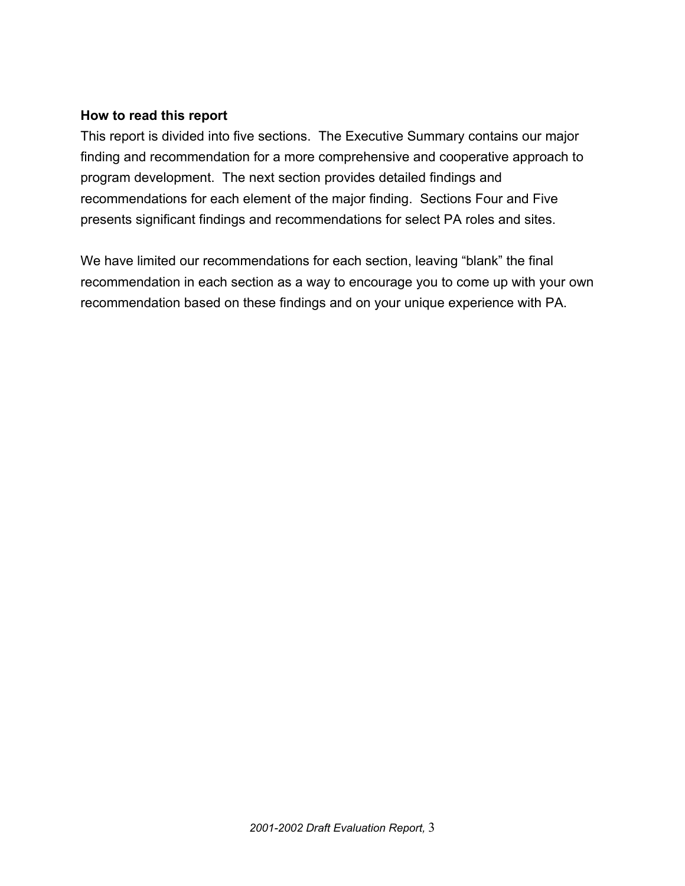### How to read this report

This report is divided into five sections. The Executive Summary contains our major finding and recommendation for a more comprehensive and cooperative approach to program development. The next section provides detailed findings and recommendations for each element of the major finding. Sections Four and Five presents significant findings and recommendations for select PA roles and sites.

We have limited our recommendations for each section, leaving "blank" the final recommendation in each section as a way to encourage you to come up with your own recommendation based on these findings and on your unique experience with PA.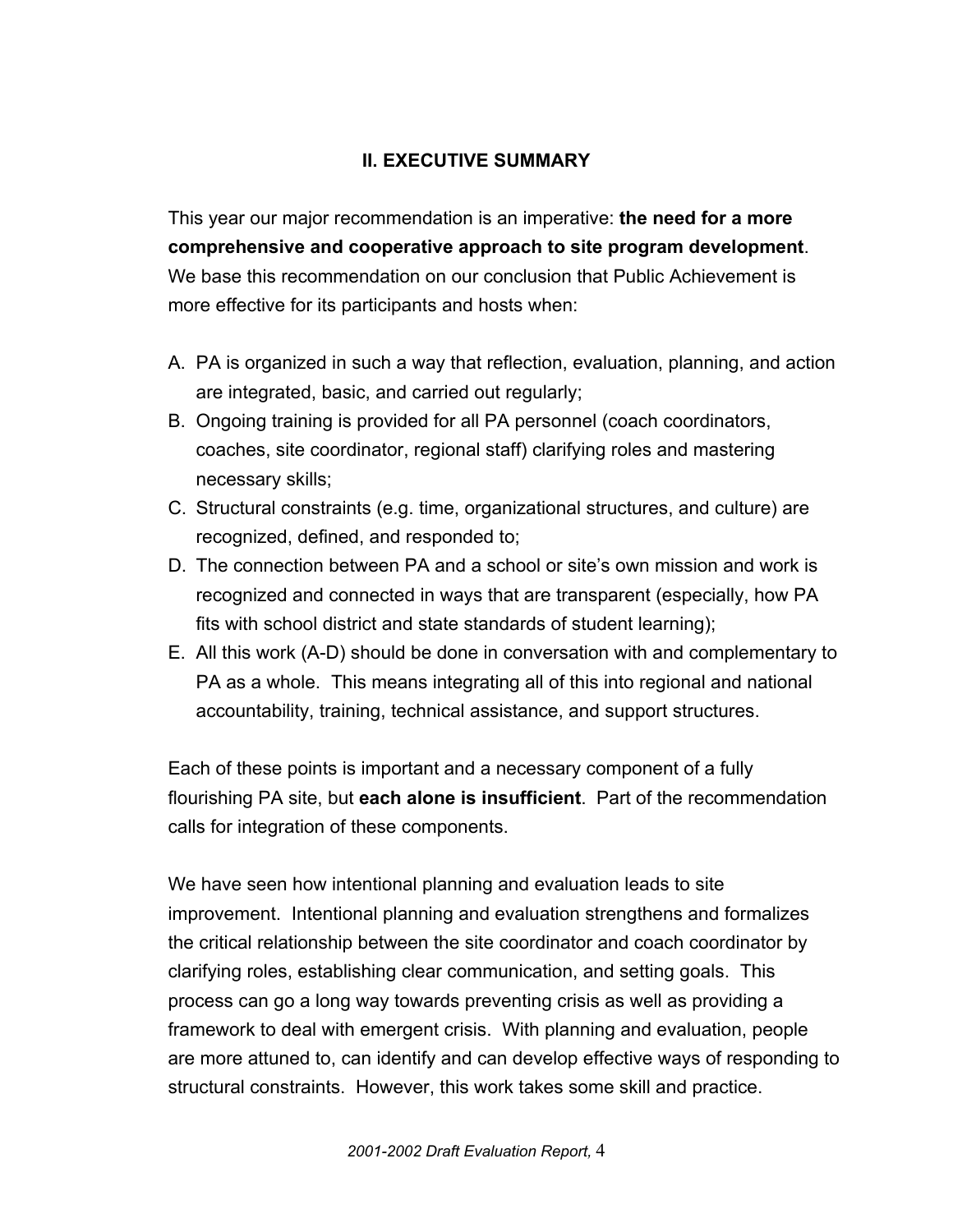## II. EXECUTIVE SUMMARY

This year our major recommendation is an imperative: **the need for a more comprehensive and cooperative approach to site program development**. We base this recommendation on our conclusion that Public Achievement is more effective for its participants and hosts when:

A. PA is organized in such a way that reflection, evaluation, planning, and action are integrated, basic, and carried out regularly;
B. Ongoing training is provided for all PA personnel (coach coordinators, coaches, site coordinator, regional staff) clarifying roles and mastering necessary skills;
C. Structural constraints (e.g. time, organizational structures, and culture) are recognized, defined, and responded to;
D. The connection between PA and a school or site's own mission and work is recognized and connected in ways that are transparent (especially, how PA fits with school district and state standards of student learning);
E. All this work (A-D) should be done in conversation with and complementary to PA as a whole. This means integrating all of this into regional and national accountability, training, technical assistance, and support structures.

Each of these points is important and a necessary component of a fully flourishing PA site, but **each alone is insufficient**. Part of the recommendation calls for integration of these components.

We have seen how intentional planning and evaluation leads to site improvement. Intentional planning and evaluation strengthens and formalizes the critical relationship between the site coordinator and coach coordinator by clarifying roles, establishing clear communication, and setting goals. This process can go a long way towards preventing crisis as well as providing a framework to deal with emergent crisis. With planning and evaluation, people are more attuned to, can identify and can develop effective ways of responding to structural constraints. However, this work takes some skill and practice.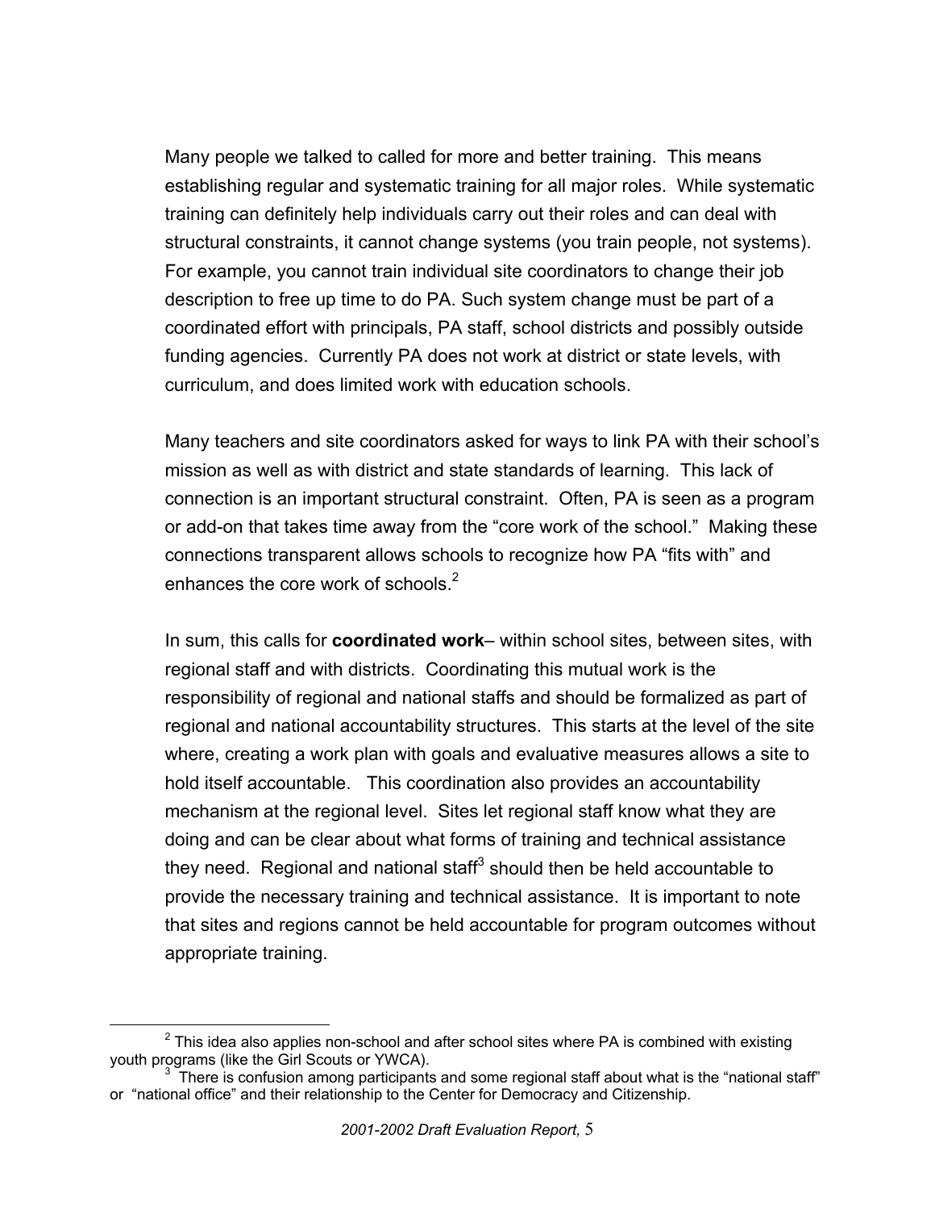Many people we talked to called for more and better training. This means establishing regular and systematic training for all major roles. While systematic training can definitely help individuals carry out their roles and can deal with structural constraints, it cannot change systems (you train people, not systems). For example, you cannot train individual site coordinators to change their job description to free up time to do PA. Such system change must be part of a coordinated effort with principals, PA staff, school districts and possibly outside funding agencies. Currently PA does not work at district or state levels, with curriculum, and does limited work with education schools.

Many teachers and site coordinators asked for ways to link PA with their school's mission as well as with district and state standards of learning. This lack of connection is an important structural constraint. Often, PA is seen as a program or add-on that takes time away from the "core work of the school." Making these connections transparent allows schools to recognize how PA "fits with" and enhances the core work of schools.[2]

In sum, this calls for **coordinated work**– within school sites, between sites, with regional staff and with districts. Coordinating this mutual work is the responsibility of regional and national staffs and should be formalized as part of regional and national accountability structures. This starts at the level of the site where, creating a work plan with goals and evaluative measures allows a site to hold itself accountable. This coordination also provides an accountability mechanism at the regional level. Sites let regional staff know what they are doing and can be clear about what forms of training and technical assistance they need. Regional and national staff[3] should then be held accountable to provide the necessary training and technical assistance. It is important to note that sites and regions cannot be held accountable for program outcomes without appropriate training.

[2] This idea also applies non-school and after school sites where PA is combined with existing youth programs (like the Girl Scouts or YWCA).

[3] There is confusion among participants and some regional staff about what is the "national staff" or "national office" and their relationship to the Center for Democracy and Citizenship.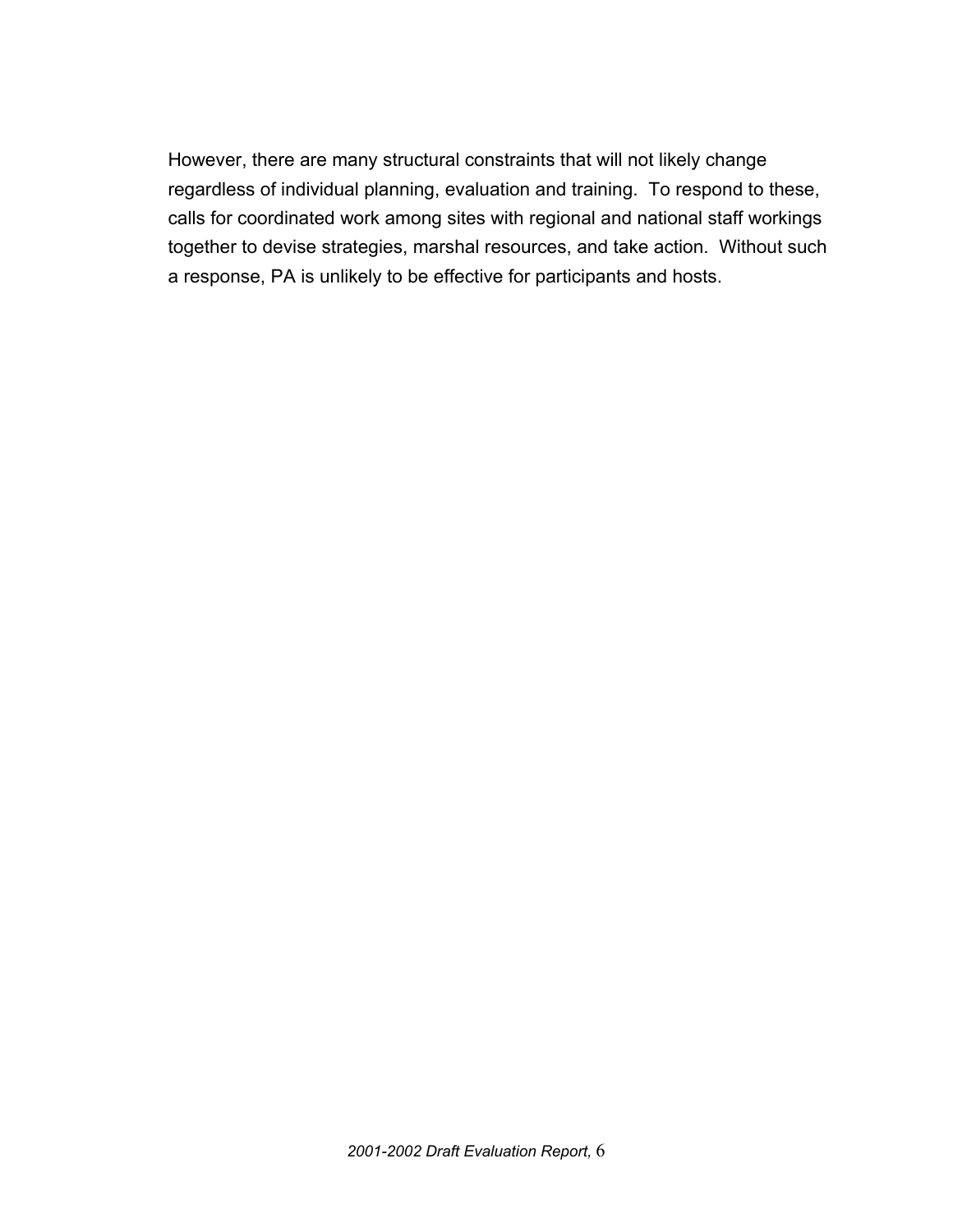However, there are many structural constraints that will not likely change regardless of individual planning, evaluation and training. To respond to these, calls for coordinated work among sites with regional and national staff workings together to devise strategies, marshal resources, and take action. Without such a response, PA is unlikely to be effective for participants and hosts.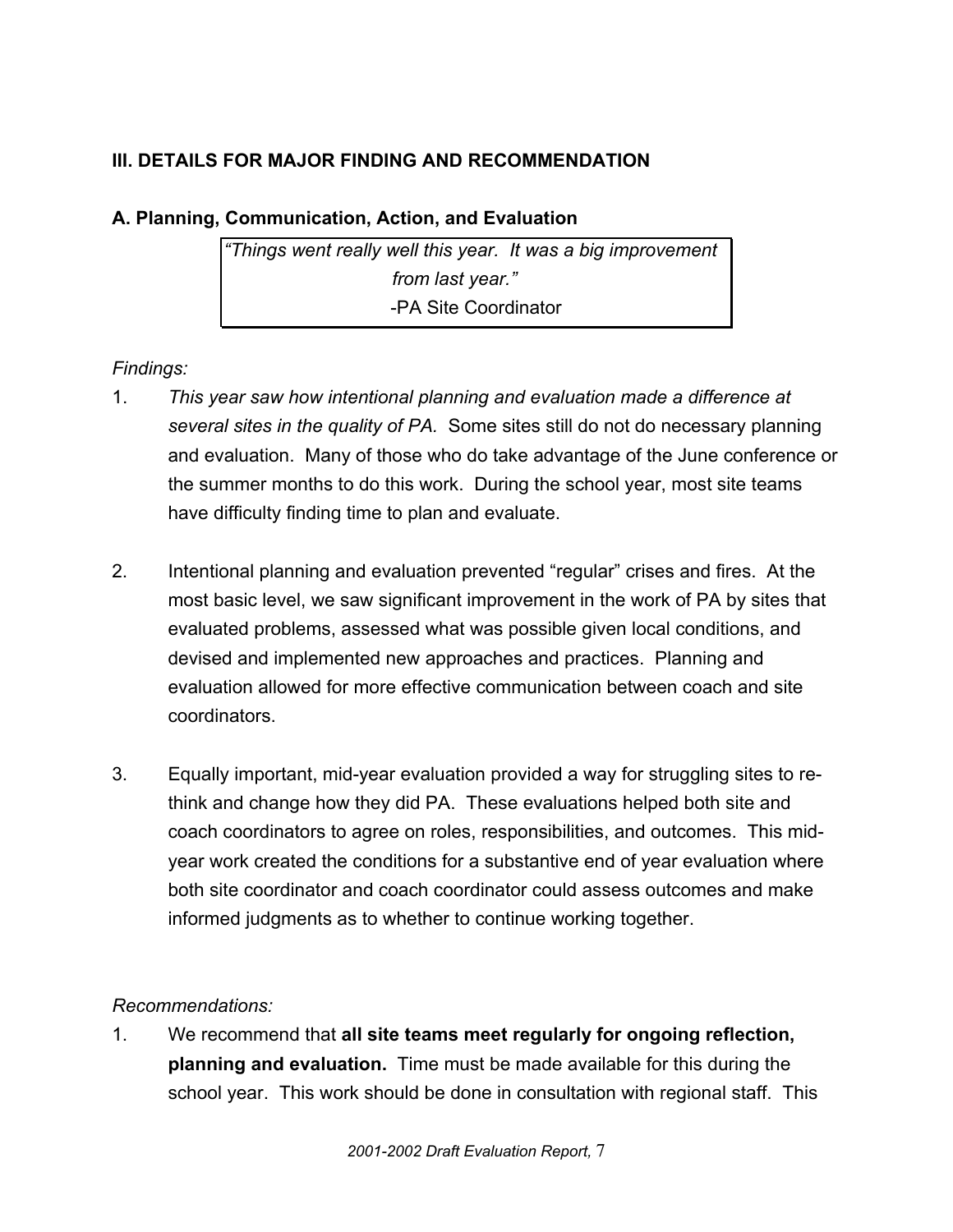## III. DETAILS FOR MAJOR FINDING AND RECOMMENDATION

### A. Planning, Communication, Action, and Evaluation

> *"Things went really well this year. It was a big improvement from last year."*
> -PA Site Coordinator

*Findings:*

1. *This year saw how intentional planning and evaluation made a difference at several sites in the quality of PA.* Some sites still do not do necessary planning and evaluation. Many of those who do take advantage of the June conference or the summer months to do this work. During the school year, most site teams have difficulty finding time to plan and evaluate.

2. Intentional planning and evaluation prevented "regular" crises and fires. At the most basic level, we saw significant improvement in the work of PA by sites that evaluated problems, assessed what was possible given local conditions, and devised and implemented new approaches and practices. Planning and evaluation allowed for more effective communication between coach and site coordinators.

3. Equally important, mid-year evaluation provided a way for struggling sites to re-think and change how they did PA. These evaluations helped both site and coach coordinators to agree on roles, responsibilities, and outcomes. This mid-year work created the conditions for a substantive end of year evaluation where both site coordinator and coach coordinator could assess outcomes and make informed judgments as to whether to continue working together.

*Recommendations:*

1. We recommend that **all site teams meet regularly for ongoing reflection, planning and evaluation.** Time must be made available for this during the school year. This work should be done in consultation with regional staff. This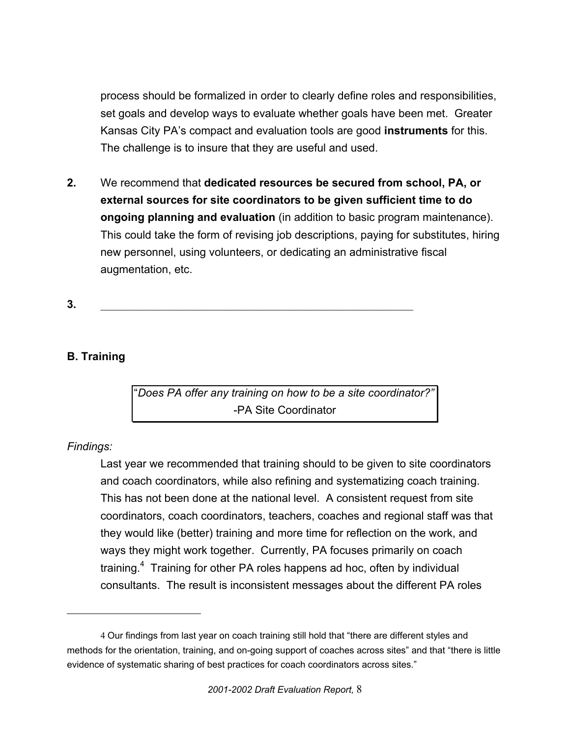process should be formalized in order to clearly define roles and responsibilities, set goals and develop ways to evaluate whether goals have been met. Greater Kansas City PA's compact and evaluation tools are good **instruments** for this. The challenge is to insure that they are useful and used.

**2.** We recommend that **dedicated resources be secured from school, PA, or external sources for site coordinators to be given sufficient time to do ongoing planning and evaluation** (in addition to basic program maintenance). This could take the form of revising job descriptions, paying for substitutes, hiring new personnel, using volunteers, or dedicating an administrative fiscal augmentation, etc.

**3.** ______________________________________________________

### B. Training

> "*Does PA offer any training on how to be a site coordinator?"*
> -PA Site Coordinator

*Findings:*

Last year we recommended that training should to be given to site coordinators and coach coordinators, while also refining and systematizing coach training. This has not been done at the national level. A consistent request from site coordinators, coach coordinators, teachers, coaches and regional staff was that they would like (better) training and more time for reflection on the work, and ways they might work together. Currently, PA focuses primarily on coach training.[4] Training for other PA roles happens ad hoc, often by individual consultants. The result is inconsistent messages about the different PA roles

---

4 Our findings from last year on coach training still hold that "there are different styles and methods for the orientation, training, and on-going support of coaches across sites" and that "there is little evidence of systematic sharing of best practices for coach coordinators across sites."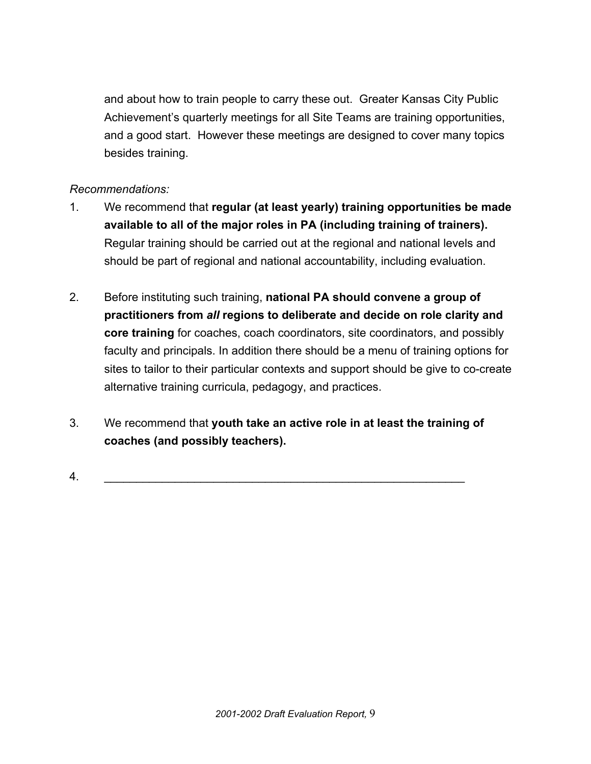and about how to train people to carry these out. Greater Kansas City Public Achievement's quarterly meetings for all Site Teams are training opportunities, and a good start. However these meetings are designed to cover many topics besides training.

*Recommendations:*

1. We recommend that **regular (at least yearly) training opportunities be made available to all of the major roles in PA (including training of trainers).** Regular training should be carried out at the regional and national levels and should be part of regional and national accountability, including evaluation.

2. Before instituting such training, **national PA should convene a group of practitioners from *all* regions to deliberate and decide on role clarity and core training** for coaches, coach coordinators, site coordinators, and possibly faculty and principals. In addition there should be a menu of training options for sites to tailor to their particular contexts and support should be give to co-create alternative training curricula, pedagogy, and practices.

3. We recommend that **youth take an active role in at least the training of coaches (and possibly teachers).**

4. ____________________________________________________________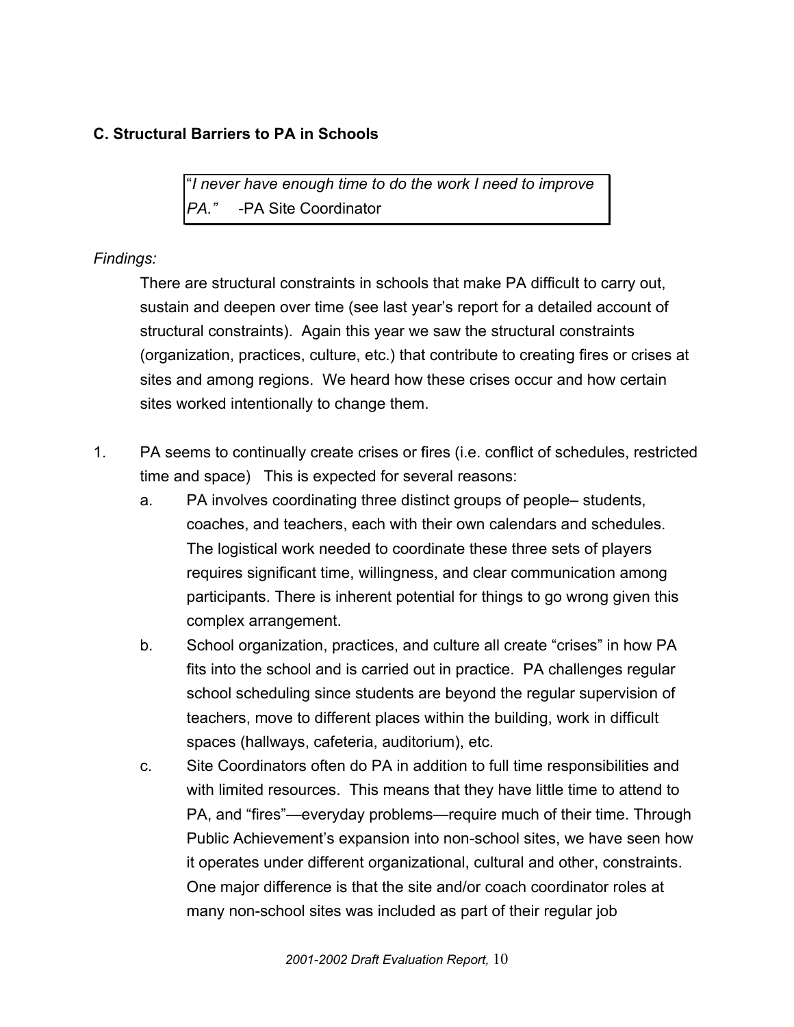### C. Structural Barriers to PA in Schools

> "*I never have enough time to do the work I need to improve PA."* -PA Site Coordinator

*Findings:*

There are structural constraints in schools that make PA difficult to carry out, sustain and deepen over time (see last year's report for a detailed account of structural constraints). Again this year we saw the structural constraints (organization, practices, culture, etc.) that contribute to creating fires or crises at sites and among regions. We heard how these crises occur and how certain sites worked intentionally to change them.

1. PA seems to continually create crises or fires (i.e. conflict of schedules, restricted time and space) This is expected for several reasons:
   a. PA involves coordinating three distinct groups of people– students, coaches, and teachers, each with their own calendars and schedules. The logistical work needed to coordinate these three sets of players requires significant time, willingness, and clear communication among participants. There is inherent potential for things to go wrong given this complex arrangement.
   b. School organization, practices, and culture all create "crises" in how PA fits into the school and is carried out in practice. PA challenges regular school scheduling since students are beyond the regular supervision of teachers, move to different places within the building, work in difficult spaces (hallways, cafeteria, auditorium), etc.
   c. Site Coordinators often do PA in addition to full time responsibilities and with limited resources. This means that they have little time to attend to PA, and "fires"—everyday problems—require much of their time. Through Public Achievement's expansion into non-school sites, we have seen how it operates under different organizational, cultural and other, constraints. One major difference is that the site and/or coach coordinator roles at many non-school sites was included as part of their regular job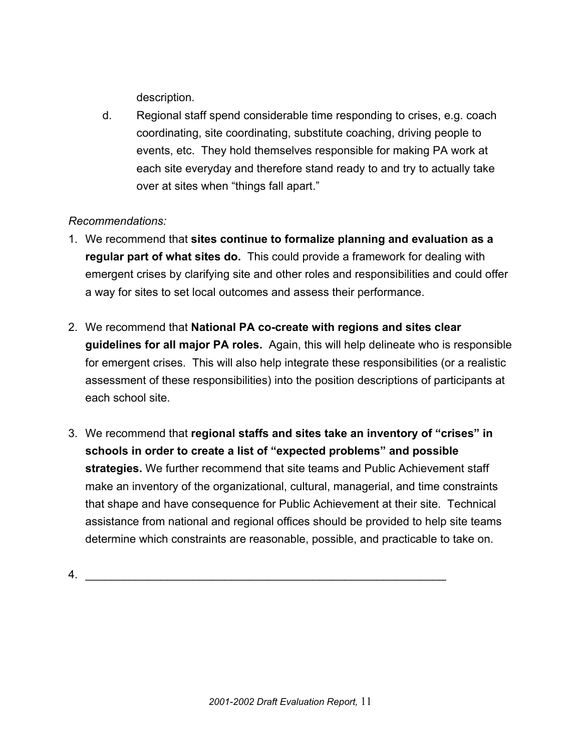description.

d. Regional staff spend considerable time responding to crises, e.g. coach coordinating, site coordinating, substitute coaching, driving people to events, etc. They hold themselves responsible for making PA work at each site everyday and therefore stand ready to and try to actually take over at sites when "things fall apart."

*Recommendations:*

1. We recommend that **sites continue to formalize planning and evaluation as a regular part of what sites do.** This could provide a framework for dealing with emergent crises by clarifying site and other roles and responsibilities and could offer a way for sites to set local outcomes and assess their performance.

2. We recommend that **National PA co-create with regions and sites clear guidelines for all major PA roles.** Again, this will help delineate who is responsible for emergent crises. This will also help integrate these responsibilities (or a realistic assessment of these responsibilities) into the position descriptions of participants at each school site.

3. We recommend that **regional staffs and sites take an inventory of "crises" in schools in order to create a list of "expected problems" and possible strategies.** We further recommend that site teams and Public Achievement staff make an inventory of the organizational, cultural, managerial, and time constraints that shape and have consequence for Public Achievement at their site. Technical assistance from national and regional offices should be provided to help site teams determine which constraints are reasonable, possible, and practicable to take on.

4. ________________________________________________________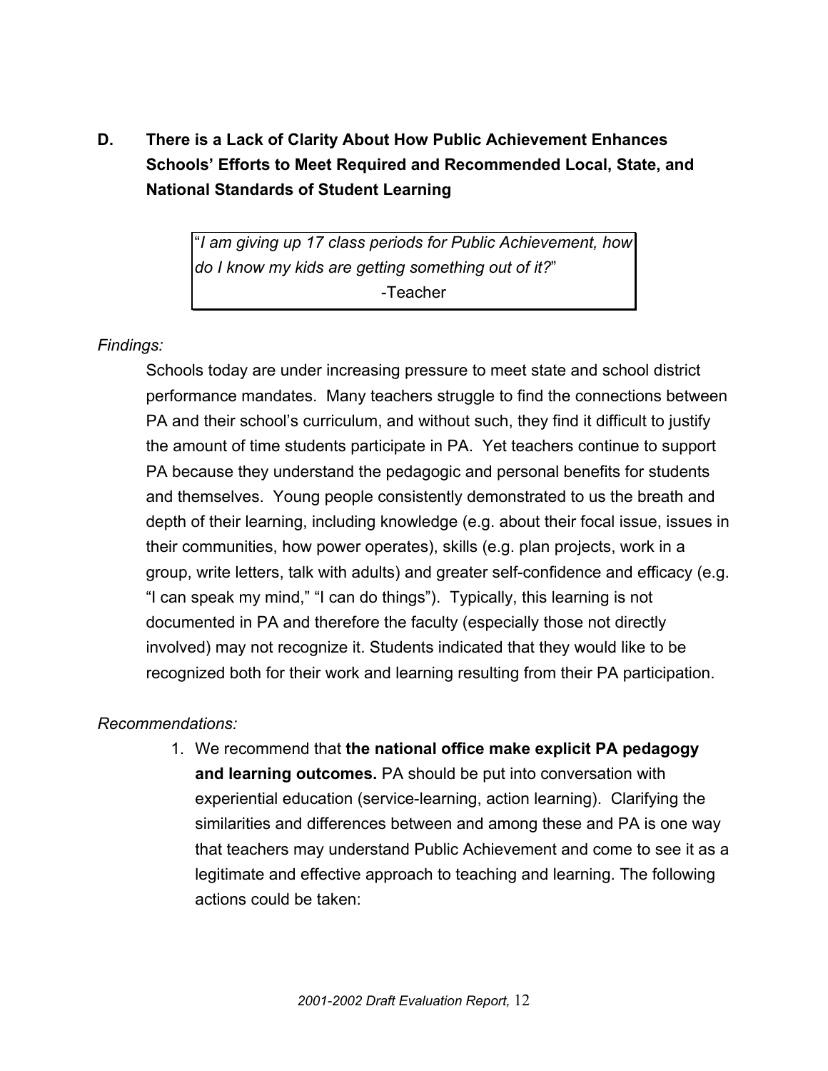## D. There is a Lack of Clarity About How Public Achievement Enhances Schools' Efforts to Meet Required and Recommended Local, State, and National Standards of Student Learning

> "*I am giving up 17 class periods for Public Achievement, how do I know my kids are getting something out of it?*"
>
> -Teacher

*Findings:*

Schools today are under increasing pressure to meet state and school district performance mandates. Many teachers struggle to find the connections between PA and their school's curriculum, and without such, they find it difficult to justify the amount of time students participate in PA. Yet teachers continue to support PA because they understand the pedagogic and personal benefits for students and themselves. Young people consistently demonstrated to us the breath and depth of their learning, including knowledge (e.g. about their focal issue, issues in their communities, how power operates), skills (e.g. plan projects, work in a group, write letters, talk with adults) and greater self-confidence and efficacy (e.g. "I can speak my mind," "I can do things"). Typically, this learning is not documented in PA and therefore the faculty (especially those not directly involved) may not recognize it. Students indicated that they would like to be recognized both for their work and learning resulting from their PA participation.

*Recommendations:*

1. We recommend that **the national office make explicit PA pedagogy and learning outcomes.** PA should be put into conversation with experiential education (service-learning, action learning). Clarifying the similarities and differences between and among these and PA is one way that teachers may understand Public Achievement and come to see it as a legitimate and effective approach to teaching and learning. The following actions could be taken: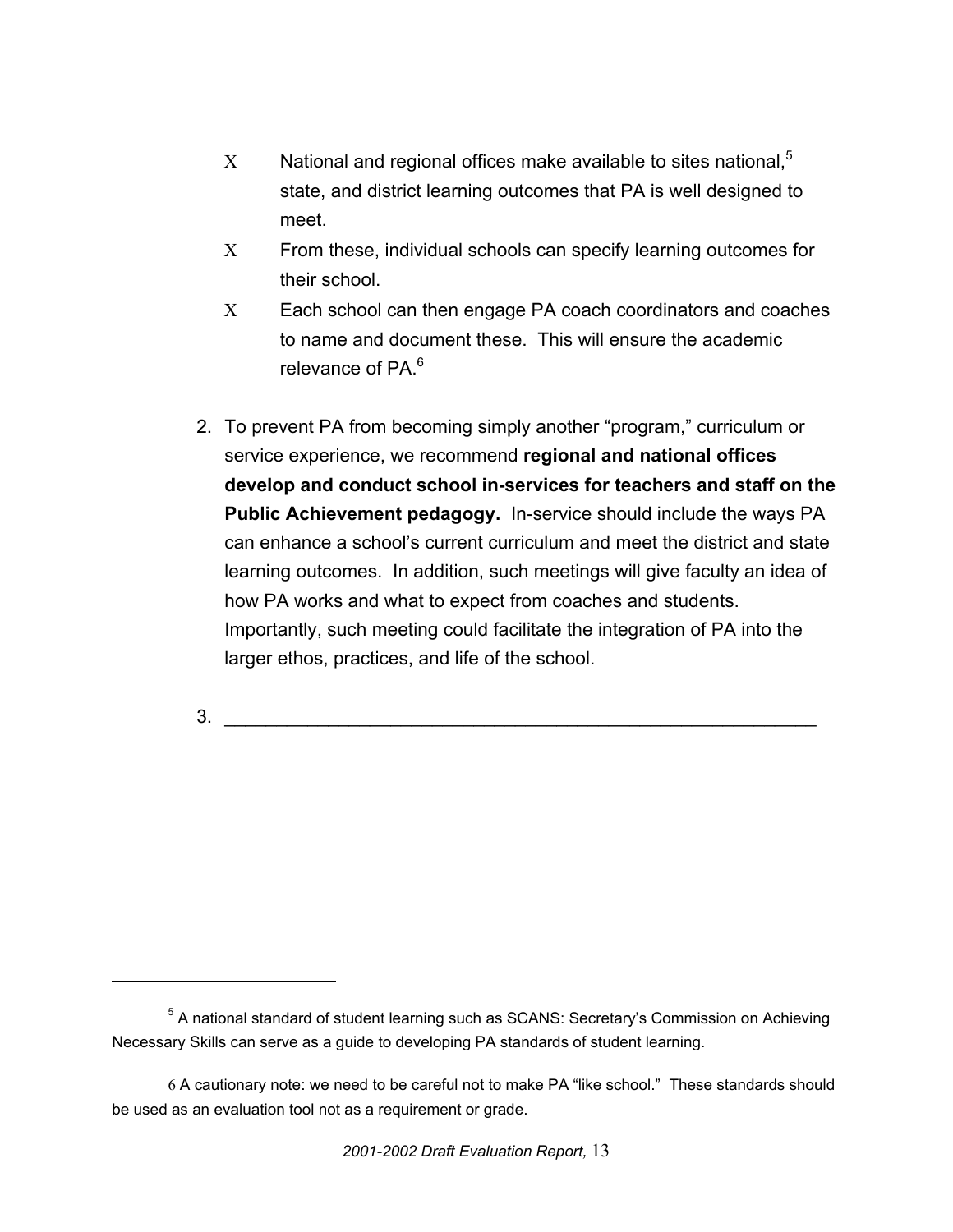- National and regional offices make available to sites national,[5] state, and district learning outcomes that PA is well designed to meet.
- From these, individual schools can specify learning outcomes for their school.
- Each school can then engage PA coach coordinators and coaches to name and document these. This will ensure the academic relevance of PA.[6]

2. To prevent PA from becoming simply another "program," curriculum or service experience, we recommend **regional and national offices develop and conduct school in-services for teachers and staff on the Public Achievement pedagogy.** In-service should include the ways PA can enhance a school's current curriculum and meet the district and state learning outcomes. In addition, such meetings will give faculty an idea of how PA works and what to expect from coaches and students. Importantly, such meeting could facilitate the integration of PA into the larger ethos, practices, and life of the school.

3. ___________________________________________________________

---

[5] A national standard of student learning such as SCANS: Secretary's Commission on Achieving Necessary Skills can serve as a guide to developing PA standards of student learning.

[6] A cautionary note: we need to be careful not to make PA "like school." These standards should be used as an evaluation tool not as a requirement or grade.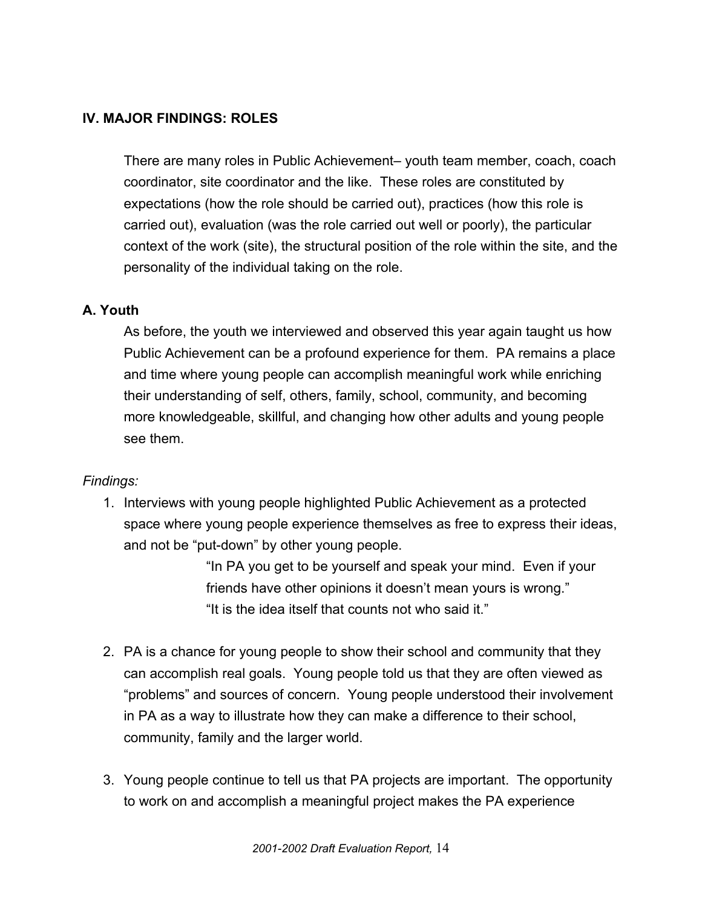## IV. MAJOR FINDINGS: ROLES

There are many roles in Public Achievement– youth team member, coach, coach coordinator, site coordinator and the like. These roles are constituted by expectations (how the role should be carried out), practices (how this role is carried out), evaluation (was the role carried out well or poorly), the particular context of the work (site), the structural position of the role within the site, and the personality of the individual taking on the role.

### A. Youth

As before, the youth we interviewed and observed this year again taught us how Public Achievement can be a profound experience for them. PA remains a place and time where young people can accomplish meaningful work while enriching their understanding of self, others, family, school, community, and becoming more knowledgeable, skillful, and changing how other adults and young people see them.

*Findings:*

1. Interviews with young people highlighted Public Achievement as a protected space where young people experience themselves as free to express their ideas, and not be "put-down" by other young people.

   > "In PA you get to be yourself and speak your mind. Even if your friends have other opinions it doesn't mean yours is wrong."
   > "It is the idea itself that counts not who said it."

2. PA is a chance for young people to show their school and community that they can accomplish real goals. Young people told us that they are often viewed as "problems" and sources of concern. Young people understood their involvement in PA as a way to illustrate how they can make a difference to their school, community, family and the larger world.

3. Young people continue to tell us that PA projects are important. The opportunity to work on and accomplish a meaningful project makes the PA experience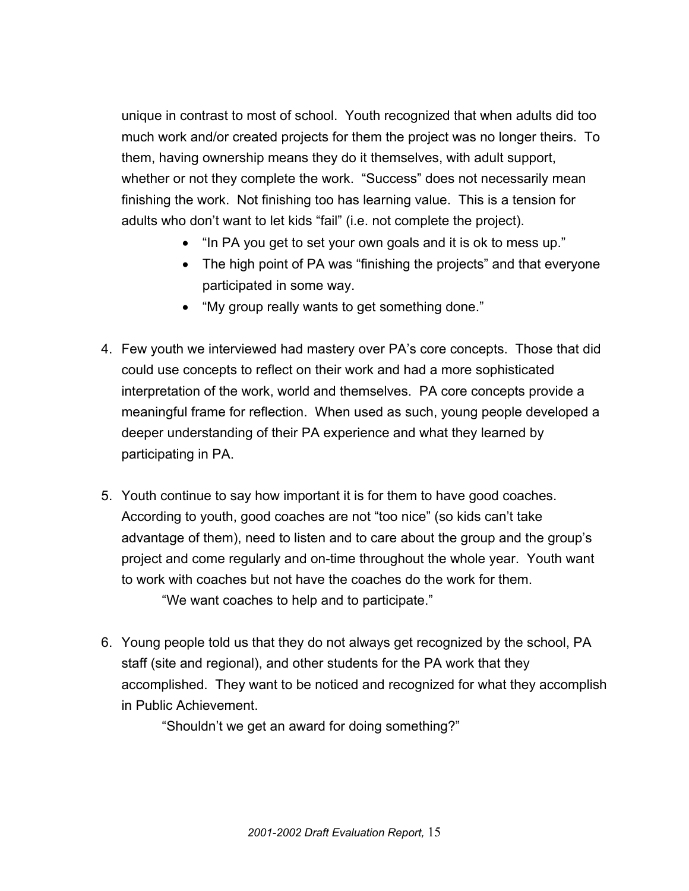unique in contrast to most of school. Youth recognized that when adults did too much work and/or created projects for them the project was no longer theirs. To them, having ownership means they do it themselves, with adult support, whether or not they complete the work. "Success" does not necessarily mean finishing the work. Not finishing too has learning value. This is a tension for adults who don't want to let kids "fail" (i.e. not complete the project).

- "In PA you get to set your own goals and it is ok to mess up."
- The high point of PA was "finishing the projects" and that everyone participated in some way.
- "My group really wants to get something done."

4. Few youth we interviewed had mastery over PA's core concepts. Those that did could use concepts to reflect on their work and had a more sophisticated interpretation of the work, world and themselves. PA core concepts provide a meaningful frame for reflection. When used as such, young people developed a deeper understanding of their PA experience and what they learned by participating in PA.

5. Youth continue to say how important it is for them to have good coaches. According to youth, good coaches are not "too nice" (so kids can't take advantage of them), need to listen and to care about the group and the group's project and come regularly and on-time throughout the whole year. Youth want to work with coaches but not have the coaches do the work for them.

   "We want coaches to help and to participate."

6. Young people told us that they do not always get recognized by the school, PA staff (site and regional), and other students for the PA work that they accomplished. They want to be noticed and recognized for what they accomplish in Public Achievement.

   "Shouldn't we get an award for doing something?"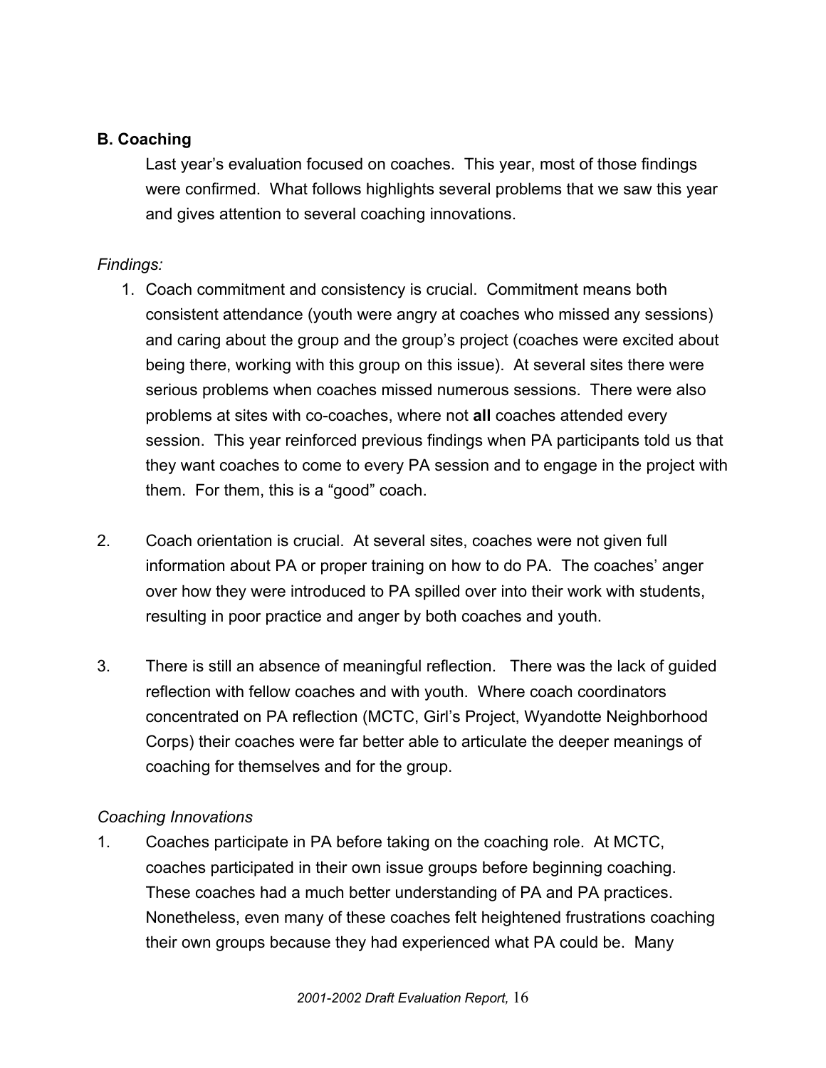### B. Coaching

Last year's evaluation focused on coaches. This year, most of those findings were confirmed. What follows highlights several problems that we saw this year and gives attention to several coaching innovations.

*Findings:*

1. Coach commitment and consistency is crucial. Commitment means both consistent attendance (youth were angry at coaches who missed any sessions) and caring about the group and the group's project (coaches were excited about being there, working with this group on this issue). At several sites there were serious problems when coaches missed numerous sessions. There were also problems at sites with co-coaches, where not **all** coaches attended every session. This year reinforced previous findings when PA participants told us that they want coaches to come to every PA session and to engage in the project with them. For them, this is a "good" coach.

2. Coach orientation is crucial. At several sites, coaches were not given full information about PA or proper training on how to do PA. The coaches' anger over how they were introduced to PA spilled over into their work with students, resulting in poor practice and anger by both coaches and youth.

3. There is still an absence of meaningful reflection. There was the lack of guided reflection with fellow coaches and with youth. Where coach coordinators concentrated on PA reflection (MCTC, Girl's Project, Wyandotte Neighborhood Corps) their coaches were far better able to articulate the deeper meanings of coaching for themselves and for the group.

*Coaching Innovations*

1. Coaches participate in PA before taking on the coaching role. At MCTC, coaches participated in their own issue groups before beginning coaching. These coaches had a much better understanding of PA and PA practices. Nonetheless, even many of these coaches felt heightened frustrations coaching their own groups because they had experienced what PA could be. Many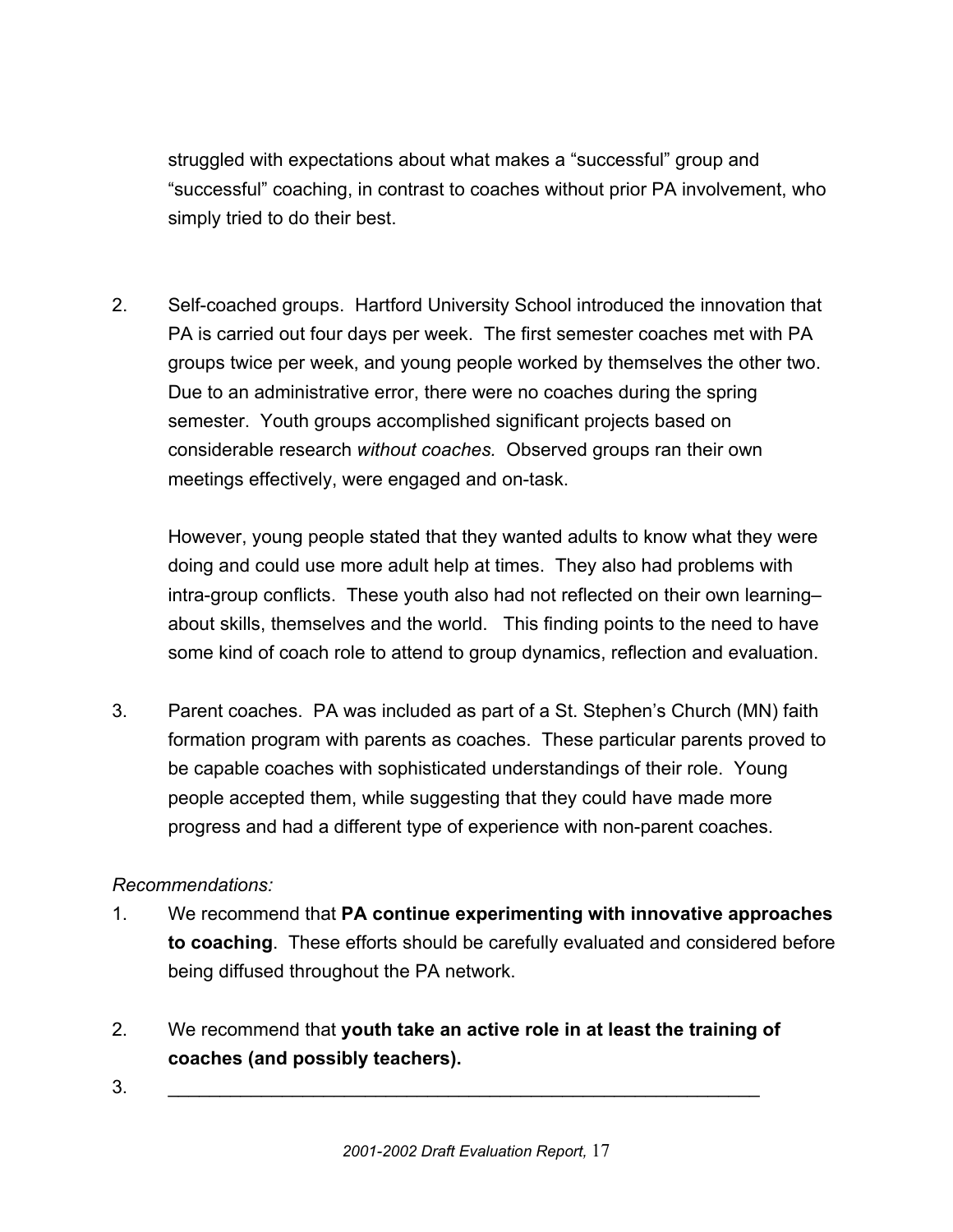struggled with expectations about what makes a “successful” group and “successful” coaching, in contrast to coaches without prior PA involvement, who simply tried to do their best.

2. Self-coached groups. Hartford University School introduced the innovation that PA is carried out four days per week. The first semester coaches met with PA groups twice per week, and young people worked by themselves the other two. Due to an administrative error, there were no coaches during the spring semester. Youth groups accomplished significant projects based on considerable research *without coaches.* Observed groups ran their own meetings effectively, were engaged and on-task.

   However, young people stated that they wanted adults to know what they were doing and could use more adult help at times. They also had problems with intra-group conflicts. These youth also had not reflected on their own learning– about skills, themselves and the world. This finding points to the need to have some kind of coach role to attend to group dynamics, reflection and evaluation.

3. Parent coaches. PA was included as part of a St. Stephen’s Church (MN) faith formation program with parents as coaches. These particular parents proved to be capable coaches with sophisticated understandings of their role. Young people accepted them, while suggesting that they could have made more progress and had a different type of experience with non-parent coaches.

*Recommendations:*

1. We recommend that **PA continue experimenting with innovative approaches to coaching**. These efforts should be carefully evaluated and considered before being diffused throughout the PA network.

2. We recommend that **youth take an active role in at least the training of coaches (and possibly teachers).**

3. ____________________________________________________________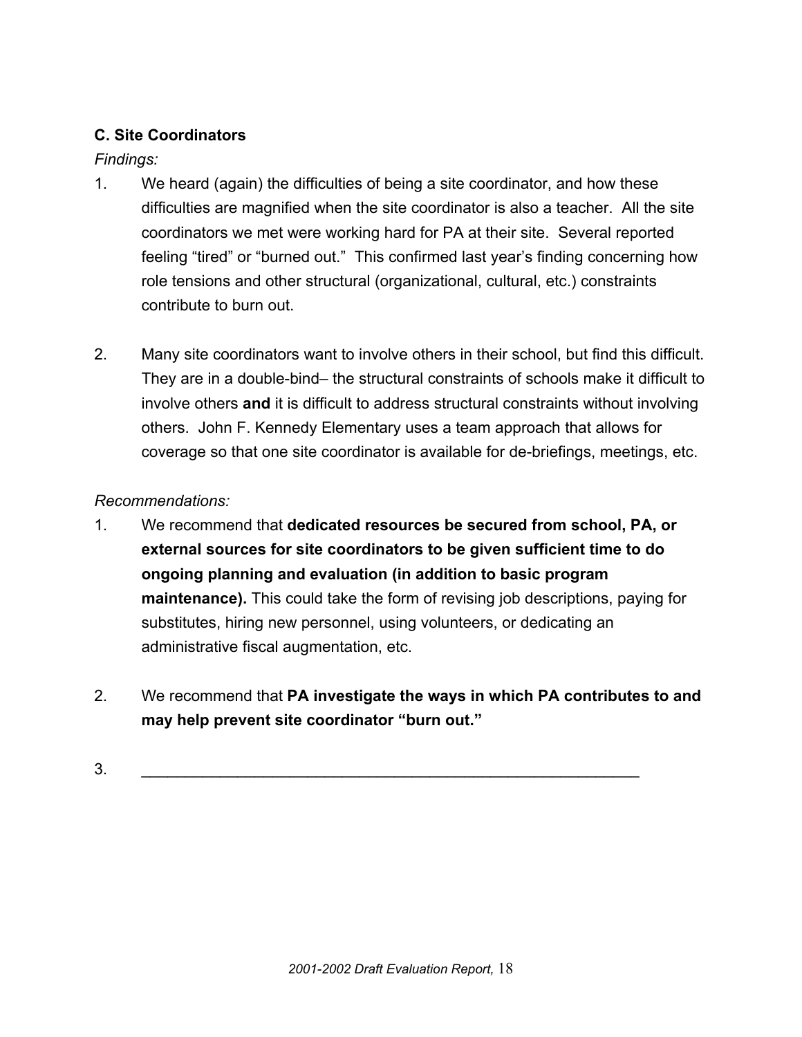### C. Site Coordinators

*Findings:*

1. We heard (again) the difficulties of being a site coordinator, and how these difficulties are magnified when the site coordinator is also a teacher. All the site coordinators we met were working hard for PA at their site. Several reported feeling "tired" or "burned out." This confirmed last year's finding concerning how role tensions and other structural (organizational, cultural, etc.) constraints contribute to burn out.

2. Many site coordinators want to involve others in their school, but find this difficult. They are in a double-bind– the structural constraints of schools make it difficult to involve others **and** it is difficult to address structural constraints without involving others. John F. Kennedy Elementary uses a team approach that allows for coverage so that one site coordinator is available for de-briefings, meetings, etc.

*Recommendations:*

1. We recommend that **dedicated resources be secured from school, PA, or external sources for site coordinators to be given sufficient time to do ongoing planning and evaluation (in addition to basic program maintenance).** This could take the form of revising job descriptions, paying for substitutes, hiring new personnel, using volunteers, or dedicating an administrative fiscal augmentation, etc.

2. We recommend that **PA investigate the ways in which PA contributes to and may help prevent site coordinator "burn out."**

3. ____________________________________________________________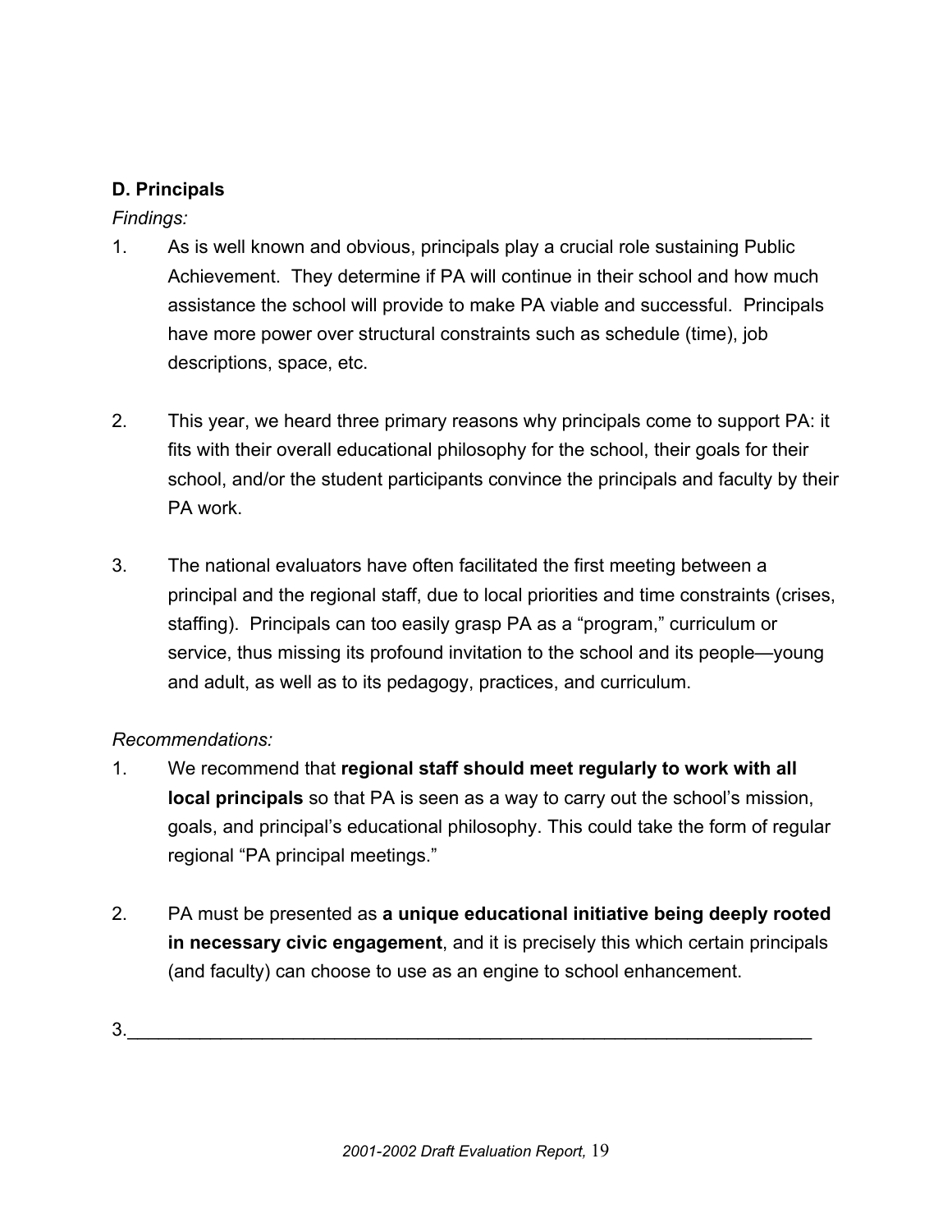### D. Principals

*Findings:*

1. As is well known and obvious, principals play a crucial role sustaining Public Achievement. They determine if PA will continue in their school and how much assistance the school will provide to make PA viable and successful. Principals have more power over structural constraints such as schedule (time), job descriptions, space, etc.

2. This year, we heard three primary reasons why principals come to support PA: it fits with their overall educational philosophy for the school, their goals for their school, and/or the student participants convince the principals and faculty by their PA work.

3. The national evaluators have often facilitated the first meeting between a principal and the regional staff, due to local priorities and time constraints (crises, staffing). Principals can too easily grasp PA as a "program," curriculum or service, thus missing its profound invitation to the school and its people—young and adult, as well as to its pedagogy, practices, and curriculum.

*Recommendations:*

1. We recommend that **regional staff should meet regularly to work with all local principals** so that PA is seen as a way to carry out the school's mission, goals, and principal's educational philosophy. This could take the form of regular regional "PA principal meetings."

2. PA must be presented as **a unique educational initiative being deeply rooted in necessary civic engagement**, and it is precisely this which certain principals (and faculty) can choose to use as an engine to school enhancement.

3.\_\_\_\_\_\_\_\_\_\_\_\_\_\_\_\_\_\_\_\_\_\_\_\_\_\_\_\_\_\_\_\_\_\_\_\_\_\_\_\_\_\_\_\_\_\_\_\_\_\_\_\_\_\_\_\_\_\_\_\_\_\_\_\_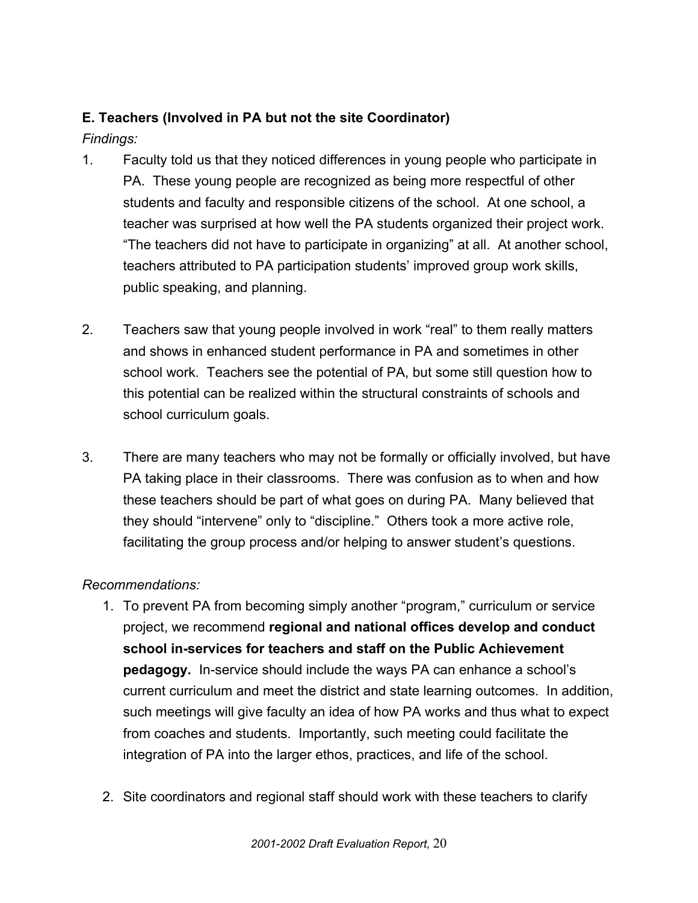**E. Teachers (Involved in PA but not the site Coordinator)**

*Findings:*

1. Faculty told us that they noticed differences in young people who participate in PA. These young people are recognized as being more respectful of other students and faculty and responsible citizens of the school. At one school, a teacher was surprised at how well the PA students organized their project work. "The teachers did not have to participate in organizing" at all. At another school, teachers attributed to PA participation students' improved group work skills, public speaking, and planning.

2. Teachers saw that young people involved in work "real" to them really matters and shows in enhanced student performance in PA and sometimes in other school work. Teachers see the potential of PA, but some still question how to this potential can be realized within the structural constraints of schools and school curriculum goals.

3. There are many teachers who may not be formally or officially involved, but have PA taking place in their classrooms. There was confusion as to when and how these teachers should be part of what goes on during PA. Many believed that they should "intervene" only to "discipline." Others took a more active role, facilitating the group process and/or helping to answer student's questions.

*Recommendations:*

1. To prevent PA from becoming simply another "program," curriculum or service project, we recommend **regional and national offices develop and conduct school in-services for teachers and staff on the Public Achievement pedagogy.** In-service should include the ways PA can enhance a school's current curriculum and meet the district and state learning outcomes. In addition, such meetings will give faculty an idea of how PA works and thus what to expect from coaches and students. Importantly, such meeting could facilitate the integration of PA into the larger ethos, practices, and life of the school.

2. Site coordinators and regional staff should work with these teachers to clarify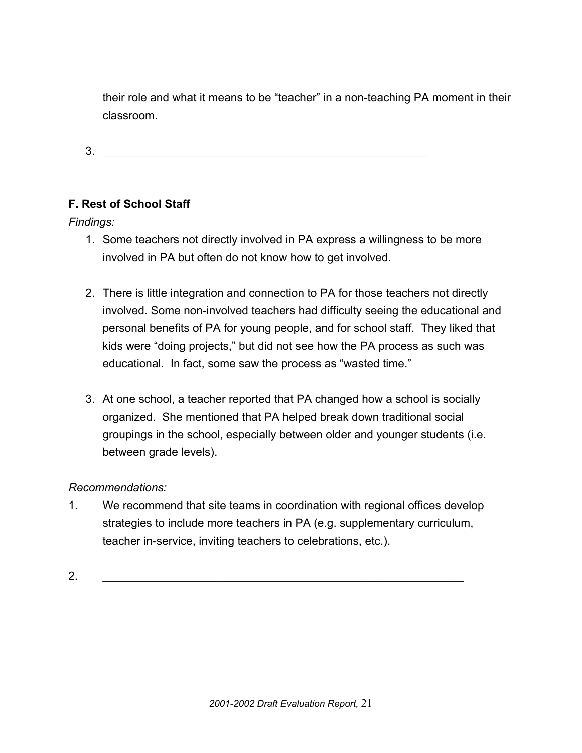their role and what it means to be “teacher” in a non-teaching PA moment in their classroom.

3. ___________________________________________________

### F. Rest of School Staff

*Findings:*

1. Some teachers not directly involved in PA express a willingness to be more involved in PA but often do not know how to get involved.

2. There is little integration and connection to PA for those teachers not directly involved. Some non-involved teachers had difficulty seeing the educational and personal benefits of PA for young people, and for school staff. They liked that kids were “doing projects,” but did not see how the PA process as such was educational. In fact, some saw the process as “wasted time.”

3. At one school, a teacher reported that PA changed how a school is socially organized. She mentioned that PA helped break down traditional social groupings in the school, especially between older and younger students (i.e. between grade levels).

*Recommendations:*

1. We recommend that site teams in coordination with regional offices develop strategies to include more teachers in PA (e.g. supplementary curriculum, teacher in-service, inviting teachers to celebrations, etc.).

2. _______________________________________________________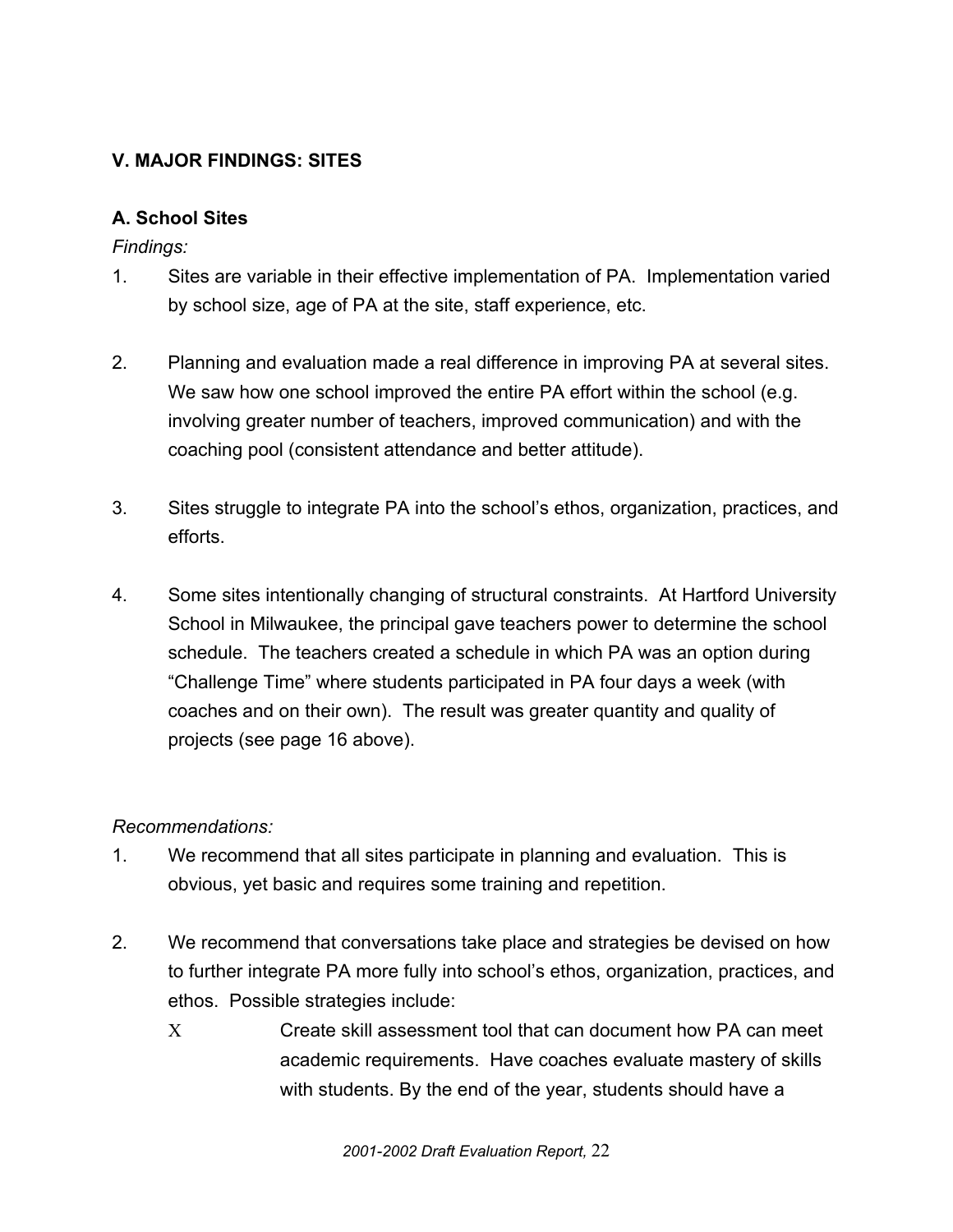## V. MAJOR FINDINGS: SITES

### A. School Sites

*Findings:*

1. Sites are variable in their effective implementation of PA. Implementation varied by school size, age of PA at the site, staff experience, etc.

2. Planning and evaluation made a real difference in improving PA at several sites. We saw how one school improved the entire PA effort within the school (e.g. involving greater number of teachers, improved communication) and with the coaching pool (consistent attendance and better attitude).

3. Sites struggle to integrate PA into the school's ethos, organization, practices, and efforts.

4. Some sites intentionally changing of structural constraints. At Hartford University School in Milwaukee, the principal gave teachers power to determine the school schedule. The teachers created a schedule in which PA was an option during "Challenge Time" where students participated in PA four days a week (with coaches and on their own). The result was greater quantity and quality of projects (see page 16 above).

*Recommendations:*

1. We recommend that all sites participate in planning and evaluation. This is obvious, yet basic and requires some training and repetition.

2. We recommend that conversations take place and strategies be devised on how to further integrate PA more fully into school's ethos, organization, practices, and ethos. Possible strategies include:
   - Create skill assessment tool that can document how PA can meet academic requirements. Have coaches evaluate mastery of skills with students. By the end of the year, students should have a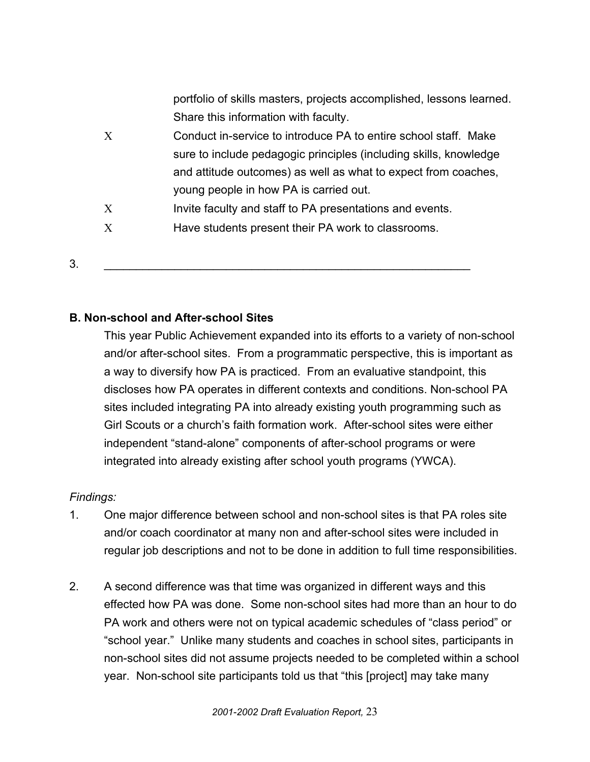portfolio of skills masters, projects accomplished, lessons learned. Share this information with faculty.

- X Conduct in-service to introduce PA to entire school staff. Make sure to include pedagogic principles (including skills, knowledge and attitude outcomes) as well as what to expect from coaches, young people in how PA is carried out.
- X Invite faculty and staff to PA presentations and events.
- X Have students present their PA work to classrooms.

3. ___________________________________________________________

**B. Non-school and After-school Sites**

This year Public Achievement expanded into its efforts to a variety of non-school and/or after-school sites. From a programmatic perspective, this is important as a way to diversify how PA is practiced. From an evaluative standpoint, this discloses how PA operates in different contexts and conditions. Non-school PA sites included integrating PA into already existing youth programming such as Girl Scouts or a church's faith formation work. After-school sites were either independent "stand-alone" components of after-school programs or were integrated into already existing after school youth programs (YWCA).

*Findings:*

1. One major difference between school and non-school sites is that PA roles site and/or coach coordinator at many non and after-school sites were included in regular job descriptions and not to be done in addition to full time responsibilities.

2. A second difference was that time was organized in different ways and this effected how PA was done. Some non-school sites had more than an hour to do PA work and others were not on typical academic schedules of "class period" or "school year." Unlike many students and coaches in school sites, participants in non-school sites did not assume projects needed to be completed within a school year. Non-school site participants told us that "this [project] may take many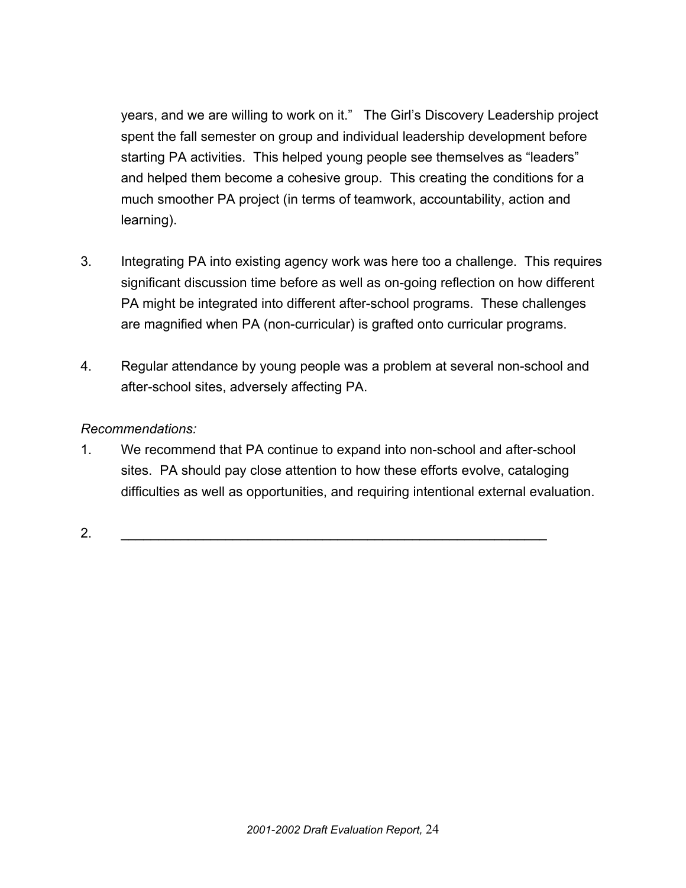years, and we are willing to work on it."   The Girl's Discovery Leadership project spent the fall semester on group and individual leadership development before starting PA activities.  This helped young people see themselves as "leaders" and helped them become a cohesive group.  This creating the conditions for a much smoother PA project (in terms of teamwork, accountability, action and learning).

3. Integrating PA into existing agency work was here too a challenge.  This requires significant discussion time before as well as on-going reflection on how different PA might be integrated into different after-school programs.  These challenges are magnified when PA (non-curricular) is grafted onto curricular programs.

4. Regular attendance by young people was a problem at several non-school and after-school sites, adversely affecting PA.

*Recommendations:*

1. We recommend that PA continue to expand into non-school and after-school sites.  PA should pay close attention to how these efforts evolve, cataloging difficulties as well as opportunities, and requiring intentional external evaluation.

2. ____________________________________________________________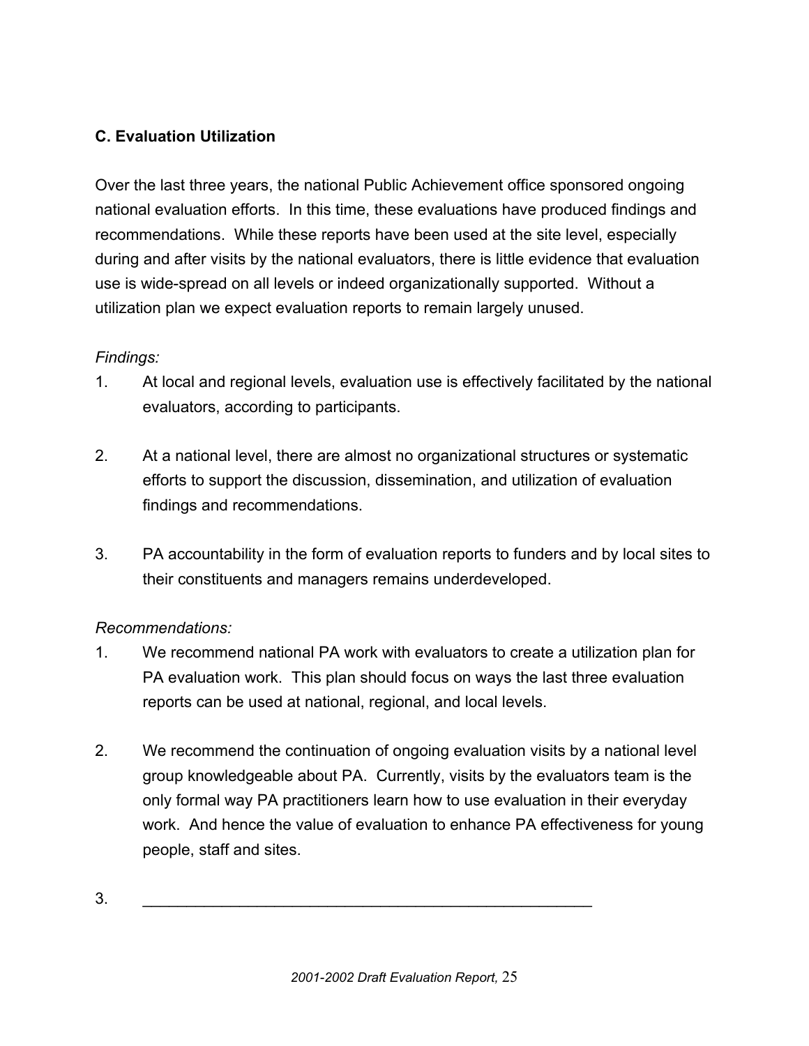### C. Evaluation Utilization

Over the last three years, the national Public Achievement office sponsored ongoing national evaluation efforts. In this time, these evaluations have produced findings and recommendations. While these reports have been used at the site level, especially during and after visits by the national evaluators, there is little evidence that evaluation use is wide-spread on all levels or indeed organizationally supported. Without a utilization plan we expect evaluation reports to remain largely unused.

*Findings:*

1. At local and regional levels, evaluation use is effectively facilitated by the national evaluators, according to participants.

2. At a national level, there are almost no organizational structures or systematic efforts to support the discussion, dissemination, and utilization of evaluation findings and recommendations.

3. PA accountability in the form of evaluation reports to funders and by local sites to their constituents and managers remains underdeveloped.

*Recommendations:*

1. We recommend national PA work with evaluators to create a utilization plan for PA evaluation work. This plan should focus on ways the last three evaluation reports can be used at national, regional, and local levels.

2. We recommend the continuation of ongoing evaluation visits by a national level group knowledgeable about PA. Currently, visits by the evaluators team is the only formal way PA practitioners learn how to use evaluation in their everyday work. And hence the value of evaluation to enhance PA effectiveness for young people, staff and sites.

3. ____________________________________________________